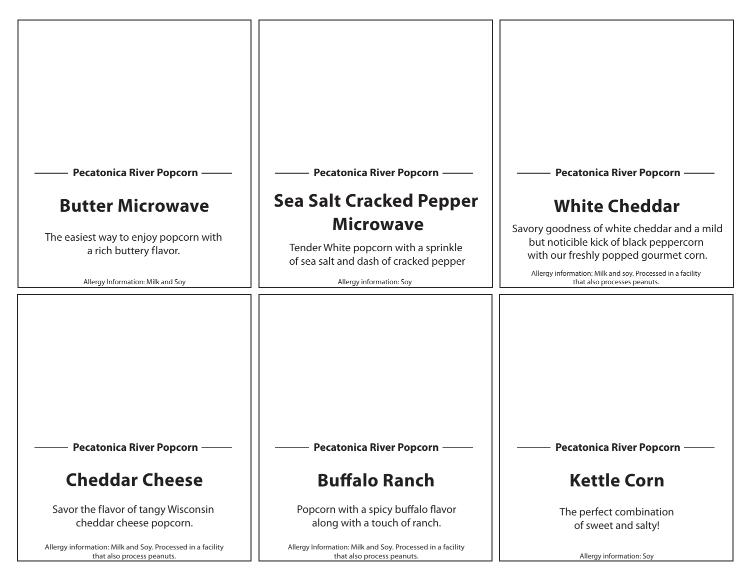Pecatonica River Popcorn

## Butter Microwave

The easiest way to enjoy popcorn with a rich buttery flavor.

Allergy Information: Milk and Soy

Pecatonica River Popcorn

## Sea Salt Cracked Pepper Microwave

Tender White popcorn with a sprinkle of sea salt and dash of cracked pepper

Allergy information: Soy

Pecatonica River Popcorn

## White Cheddar

Savory goodness of white cheddar and a mild but noticible kick of black peppercorn with our freshly popped gourmet corn.

Allergy information: Milk and soy. Processed in a facility that also processes peanuts.

Pecatonica River Popcorn

## Cheddar Cheese

Savor the flavor of tangy Wisconsin cheddar cheese popcorn.

Allergy information: Milk and Soy. Processed in a facility that also process peanuts.

Pecatonica River Popcorn

## Buffalo Ranch

Popcorn with a spicy buffalo flavor along with a touch of ranch.

Allergy Information: Milk and Soy. Processed in a facility that also process peanuts.

Pecatonica River Popcorn

## Kettle Corn

The perfect combination of sweet and salty!

Allergy information: Soy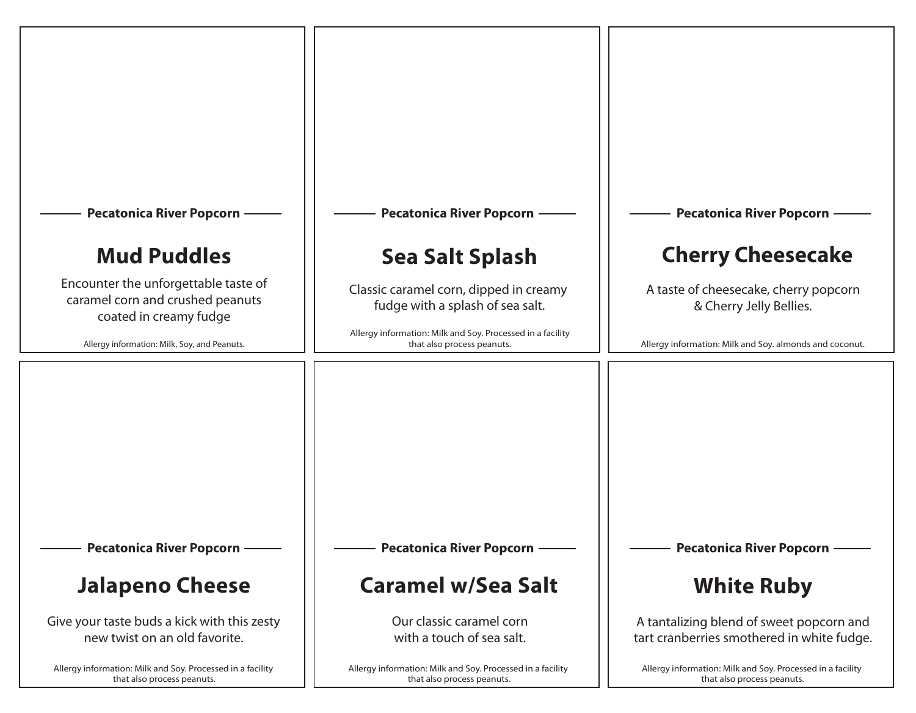Pecatonica River Popcorn

## Mud Puddles

Encounter the unforgettable taste of caramel corn and crushed peanuts coated in creamy fudge

Allergy information: Milk, Soy, and Peanuts.

Pecatonica River Popcorn

## Sea Salt Splash

Classic caramel corn, dipped in creamy fudge with a splash of sea salt.

Allergy information: Milk and Soy. Processed in a facility that also process peanuts.

Pecatonica River Popcorn

## Cherry Cheesecake

A taste of cheesecake, cherry popcorn & Cherry Jelly Bellies.

Allergy information: Milk and Soy. almonds and coconut.

Pecatonica River Popcorn

## Jalapeno Cheese

Give your taste buds a kick with this zesty new twist on an old favorite.

Allergy information: Milk and Soy. Processed in a facility that also process peanuts.

Pecatonica River Popcorn

## Caramel w/Sea Salt

Our classic caramel corn with a touch of sea salt.

Allergy information: Milk and Soy. Processed in a facility that also process peanuts.

Pecatonica River Popcorn

## White Ruby

A tantalizing blend of sweet popcorn and tart cranberries smothered in white fudge.

Allergy information: Milk and Soy. Processed in a facility that also process peanuts.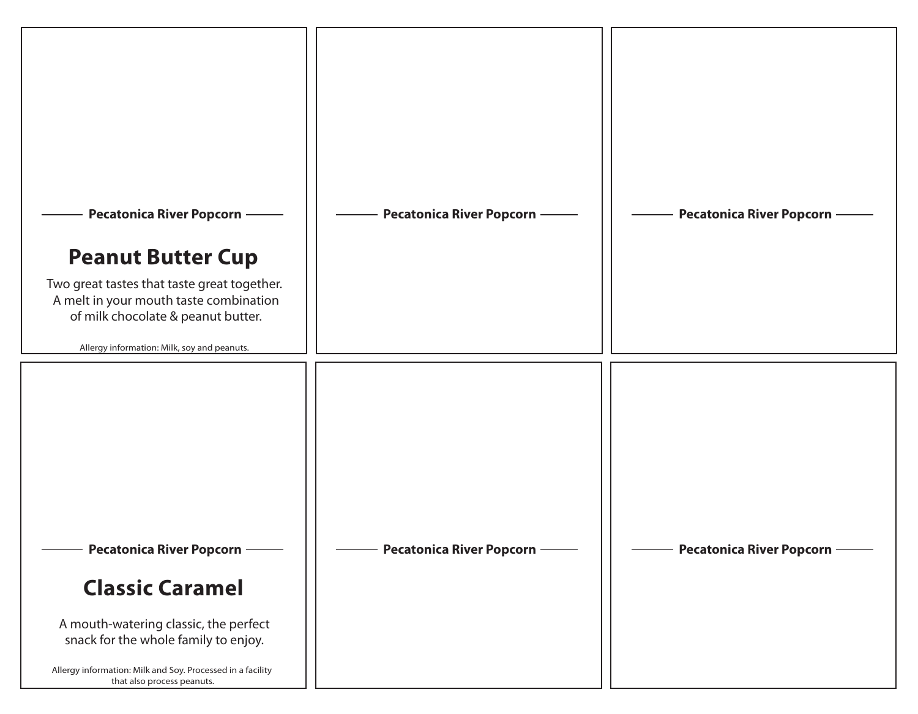Pecatonica River Popcorn

## Peanut Butter Cup

Two great tastes that taste great together.
A melt in your mouth taste combination
of milk chocolate & peanut butter.

Allergy information: Milk, soy and peanuts.

Pecatonica River Popcorn

Pecatonica River Popcorn

Pecatonica River Popcorn

## Classic Caramel

A mouth-watering classic, the perfect
snack for the whole family to enjoy.

Allergy information: Milk and Soy. Processed in a facility
that also process peanuts.

Pecatonica River Popcorn

Pecatonica River Popcorn